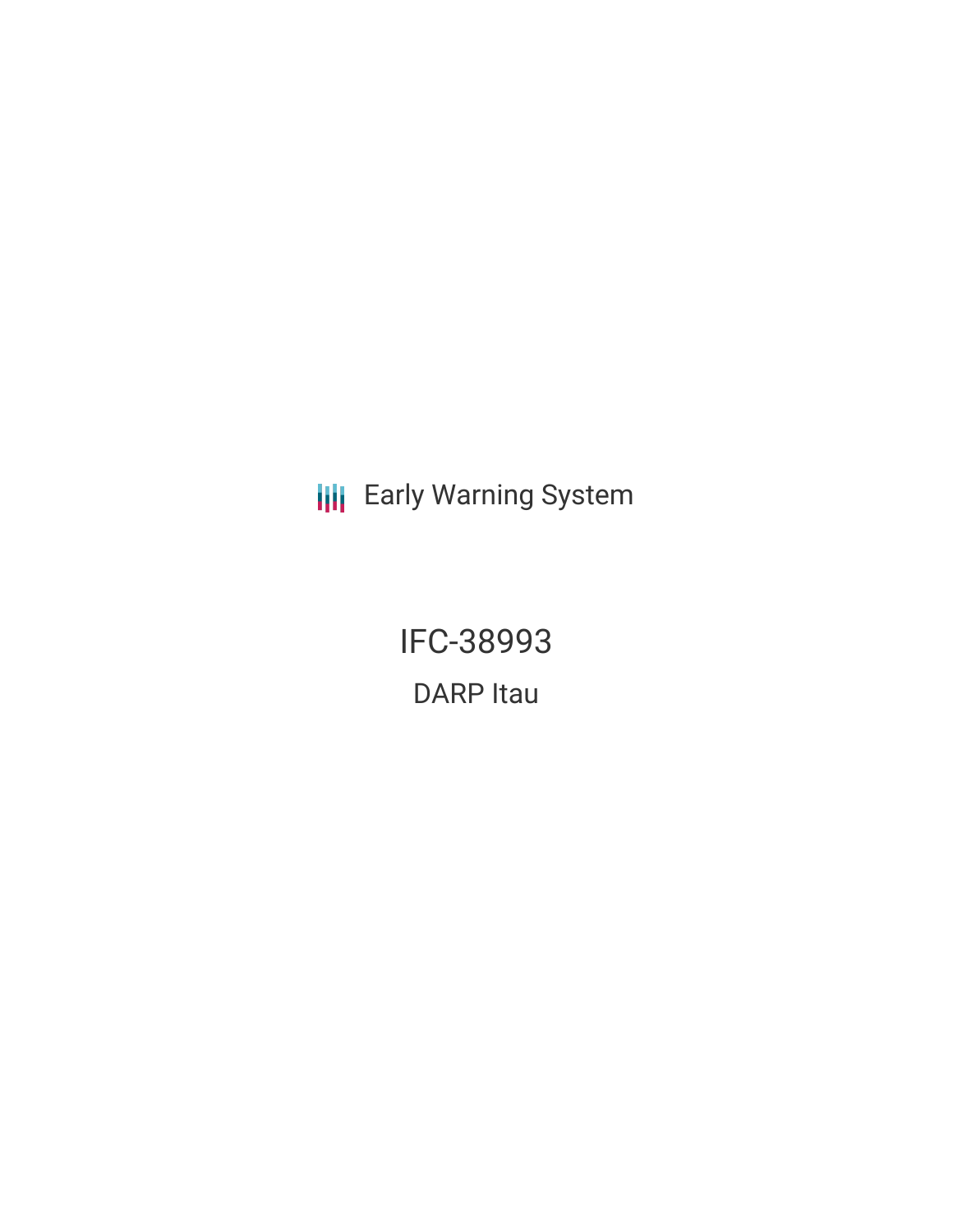Early Warning System

# IFC-38993

## DARP Itau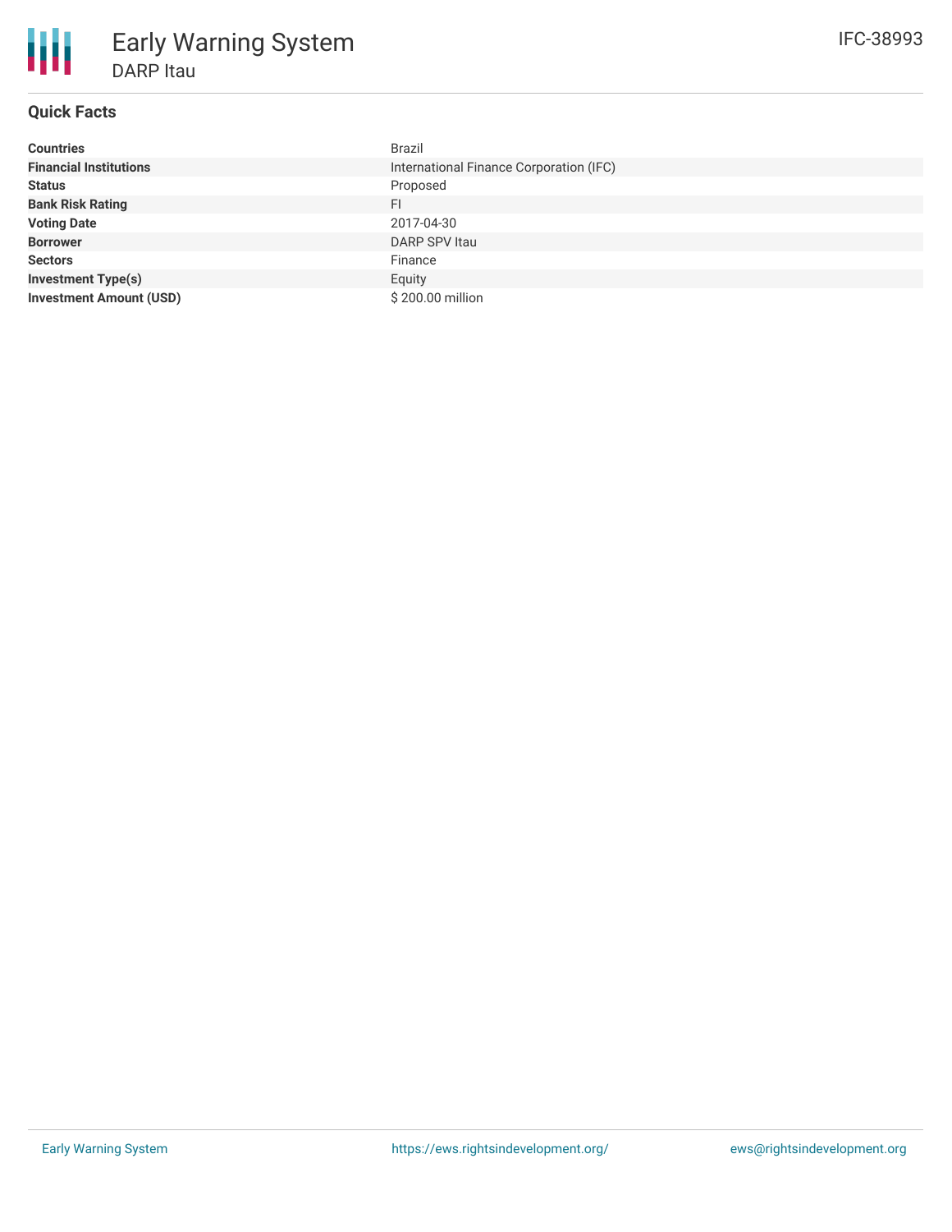# Early Warning System

## DARP Itau

IFC-38993

### Quick Facts

| | |
|---|---|
| **Countries** | Brazil |
| **Financial Institutions** | International Finance Corporation (IFC) |
| **Status** | Proposed |
| **Bank Risk Rating** | FI |
| **Voting Date** | 2017-04-30 |
| **Borrower** | DARP SPV Itau |
| **Sectors** | Finance |
| **Investment Type(s)** | Equity |
| **Investment Amount (USD)** | $ 200.00 million |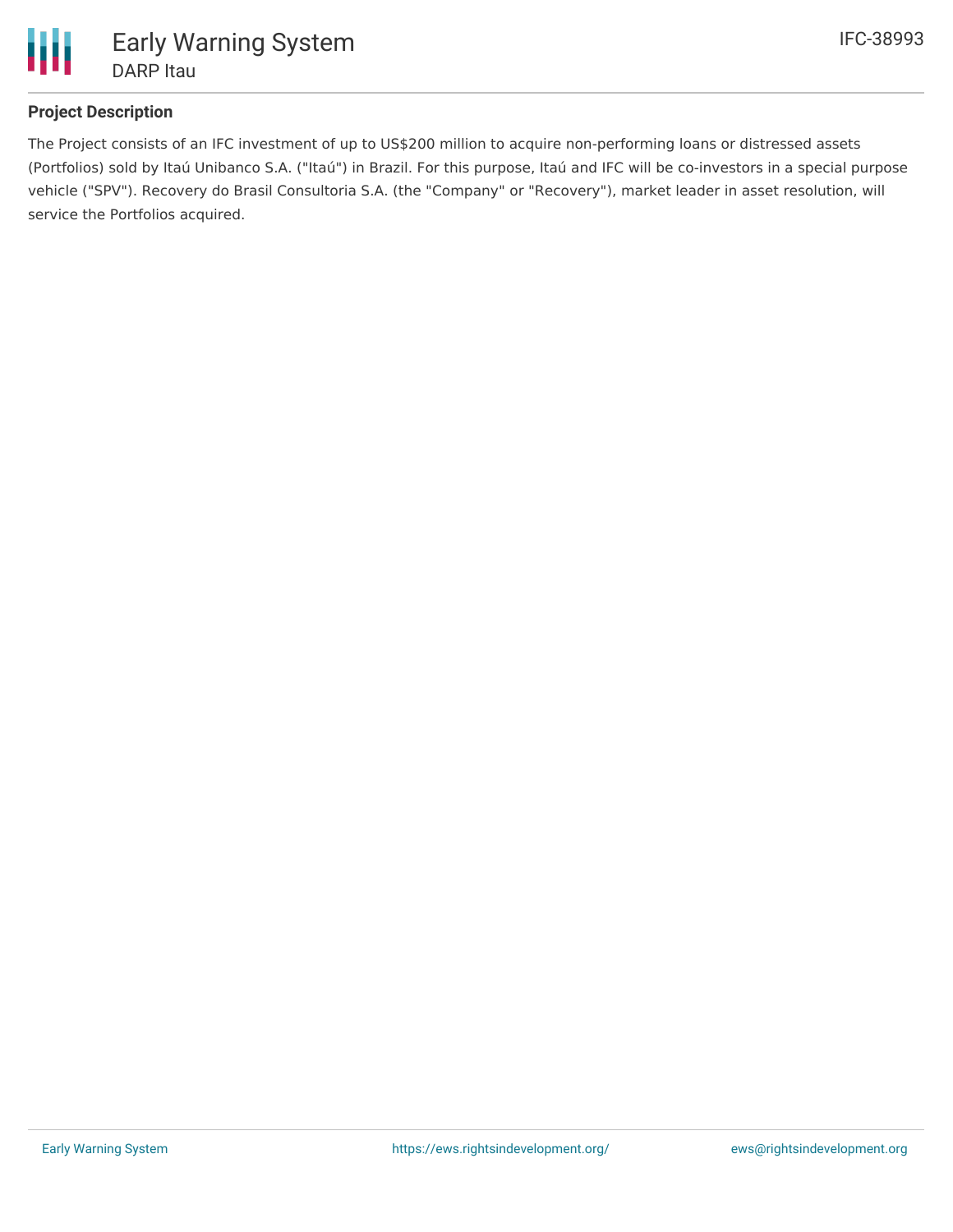## Project Description

The Project consists of an IFC investment of up to US$200 million to acquire non-performing loans or distressed assets (Portfolios) sold by Itaú Unibanco S.A. ("Itaú") in Brazil. For this purpose, Itaú and IFC will be co-investors in a special purpose vehicle ("SPV"). Recovery do Brasil Consultoria S.A. (the "Company" or "Recovery"), market leader in asset resolution, will service the Portfolios acquired.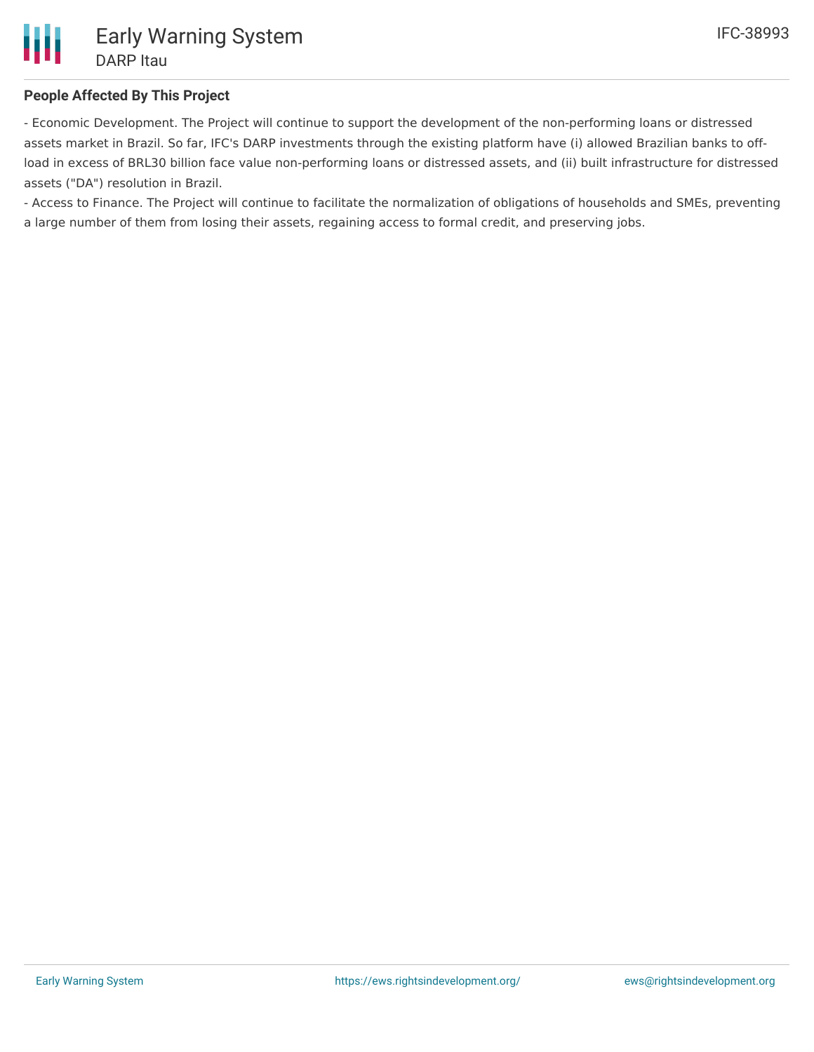### People Affected By This Project

- Economic Development. The Project will continue to support the development of the non-performing loans or distressed assets market in Brazil. So far, IFC's DARP investments through the existing platform have (i) allowed Brazilian banks to off-load in excess of BRL30 billion face value non-performing loans or distressed assets, and (ii) built infrastructure for distressed assets ("DA") resolution in Brazil.
- Access to Finance. The Project will continue to facilitate the normalization of obligations of households and SMEs, preventing a large number of them from losing their assets, regaining access to formal credit, and preserving jobs.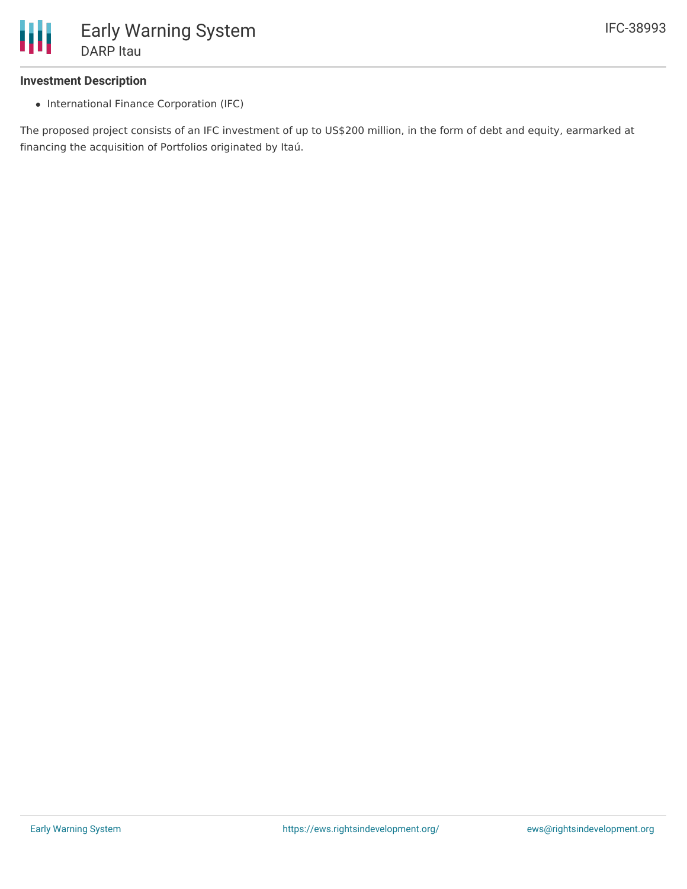### Investment Description

- International Finance Corporation (IFC)

The proposed project consists of an IFC investment of up to US$200 million, in the form of debt and equity, earmarked at financing the acquisition of Portfolios originated by Itaú.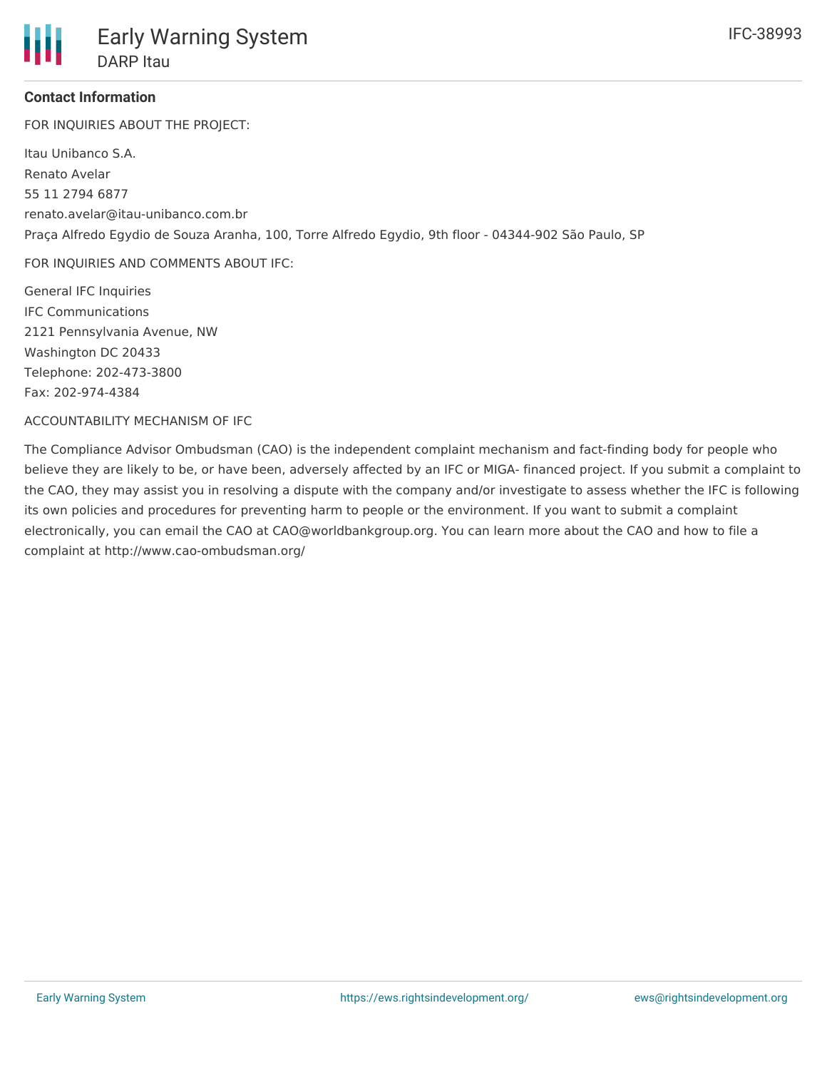**Contact Information**

FOR INQUIRIES ABOUT THE PROJECT:

Itau Unibanco S.A.
Renato Avelar
55 11 2794 6877
renato.avelar@itau-unibanco.com.br
Praça Alfredo Egydio de Souza Aranha, 100, Torre Alfredo Egydio, 9th floor - 04344-902 São Paulo, SP

FOR INQUIRIES AND COMMENTS ABOUT IFC:

General IFC Inquiries
IFC Communications
2121 Pennsylvania Avenue, NW
Washington DC 20433
Telephone: 202-473-3800
Fax: 202-974-4384

ACCOUNTABILITY MECHANISM OF IFC

The Compliance Advisor Ombudsman (CAO) is the independent complaint mechanism and fact-finding body for people who believe they are likely to be, or have been, adversely affected by an IFC or MIGA- financed project. If you submit a complaint to the CAO, they may assist you in resolving a dispute with the company and/or investigate to assess whether the IFC is following its own policies and procedures for preventing harm to people or the environment. If you want to submit a complaint electronically, you can email the CAO at CAO@worldbankgroup.org. You can learn more about the CAO and how to file a complaint at http://www.cao-ombudsman.org/